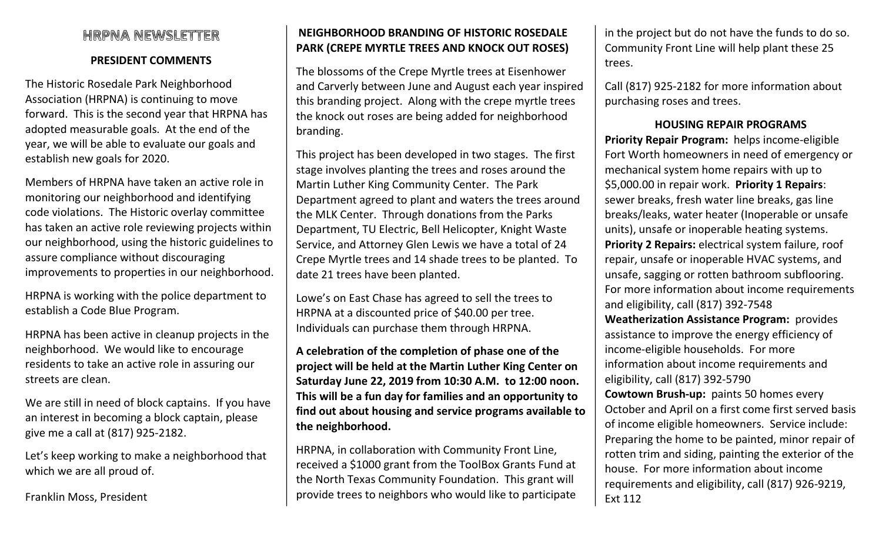# HRPNA NEWSLETTER

## PRESIDENT COMMENTS

The Historic Rosedale Park Neighborhood Association (HRPNA) is continuing to move forward. This is the second year that HRPNA has adopted measurable goals. At the end of the year, we will be able to evaluate our goals and establish new goals for 2020.

Members of HRPNA have taken an active role in monitoring our neighborhood and identifying code violations. The Historic overlay committee has taken an active role reviewing projects within our neighborhood, using the historic guidelines to assure compliance without discouraging improvements to properties in our neighborhood.

HRPNA is working with the police department to establish a Code Blue Program.

HRPNA has been active in cleanup projects in the neighborhood. We would like to encourage residents to take an active role in assuring our streets are clean.

We are still in need of block captains. If you have an interest in becoming a block captain, please give me a call at (817) 925-2182.

Let's keep working to make a neighborhood that which we are all proud of.

Franklin Moss, President

## NEIGHBORHOOD BRANDING OF HISTORIC ROSEDALE PARK (CREPE MYRTLE TREES AND KNOCK OUT ROSES)

The blossoms of the Crepe Myrtle trees at Eisenhower and Carverly between June and August each year inspired this branding project. Along with the crepe myrtle trees the knock out roses are being added for neighborhood branding.

This project has been developed in two stages. The first stage involves planting the trees and roses around the Martin Luther King Community Center. The Park Department agreed to plant and waters the trees around the MLK Center. Through donations from the Parks Department, TU Electric, Bell Helicopter, Knight Waste Service, and Attorney Glen Lewis we have a total of 24 Crepe Myrtle trees and 14 shade trees to be planted. To date 21 trees have been planted.

Lowe's on East Chase has agreed to sell the trees to HRPNA at a discounted price of $40.00 per tree. Individuals can purchase them through HRPNA.

**A celebration of the completion of phase one of the project will be held at the Martin Luther King Center on Saturday June 22, 2019 from 10:30 A.M. to 12:00 noon. This will be a fun day for families and an opportunity to find out about housing and service programs available to the neighborhood.**

HRPNA, in collaboration with Community Front Line, received a $1000 grant from the ToolBox Grants Fund at the North Texas Community Foundation. This grant will provide trees to neighbors who would like to participate in the project but do not have the funds to do so. Community Front Line will help plant these 25 trees.

Call (817) 925-2182 for more information about purchasing roses and trees.

## HOUSING REPAIR PROGRAMS

**Priority Repair Program:** helps income-eligible Fort Worth homeowners in need of emergency or mechanical system home repairs with up to $5,000.00 in repair work. **Priority 1 Repairs**: sewer breaks, fresh water line breaks, gas line breaks/leaks, water heater (Inoperable or unsafe units), unsafe or inoperable heating systems. **Priority 2 Repairs:** electrical system failure, roof repair, unsafe or inoperable HVAC systems, and unsafe, sagging or rotten bathroom subflooring. For more information about income requirements and eligibility, call (817) 392-7548

**Weatherization Assistance Program:** provides assistance to improve the energy efficiency of income-eligible households. For more information about income requirements and eligibility, call (817) 392-5790

**Cowtown Brush-up:** paints 50 homes every October and April on a first come first served basis of income eligible homeowners. Service include: Preparing the home to be painted, minor repair of rotten trim and siding, painting the exterior of the house. For more information about income requirements and eligibility, call (817) 926-9219, Ext 112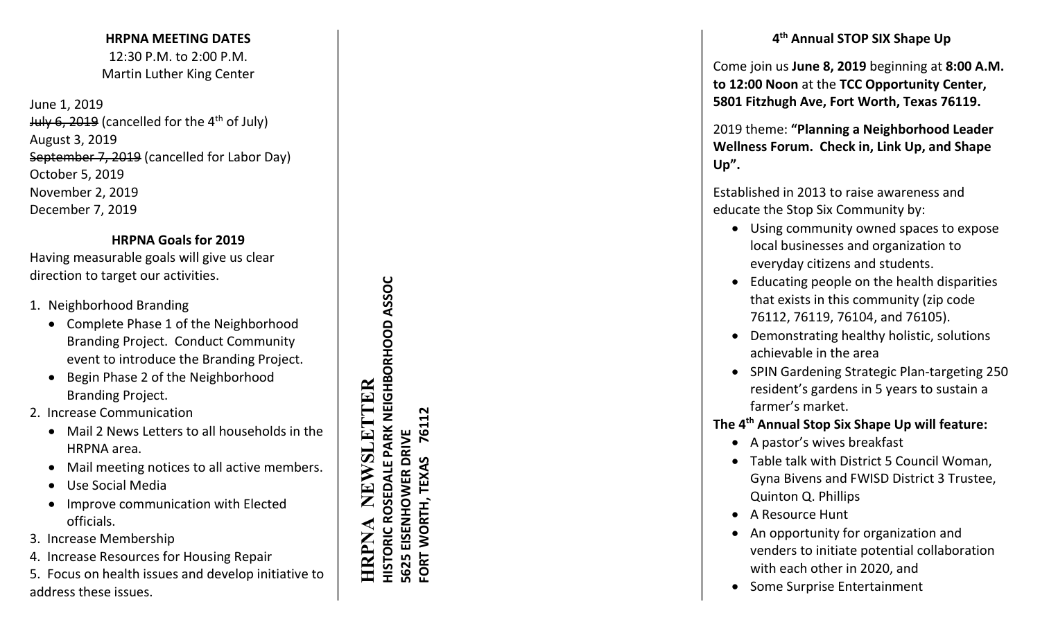## HRPNA MEETING DATES

12:30 P.M. to 2:00 P.M.
Martin Luther King Center

June 1, 2019
~~July 6, 2019~~ (cancelled for the 4th of July)
August 3, 2019
~~September 7, 2019~~ (cancelled for Labor Day)
October 5, 2019
November 2, 2019
December 7, 2019

## HRPNA Goals for 2019

Having measurable goals will give us clear direction to target our activities.

1. Neighborhood Branding
   - Complete Phase 1 of the Neighborhood Branding Project. Conduct Community event to introduce the Branding Project.
   - Begin Phase 2 of the Neighborhood Branding Project.
2. Increase Communication
   - Mail 2 News Letters to all households in the HRPNA area.
   - Mail meeting notices to all active members.
   - Use Social Media
   - Improve communication with Elected officials.
3. Increase Membership
4. Increase Resources for Housing Repair
5. Focus on health issues and develop initiative to address these issues.

**HRPNA NEWSLETTER**
**HISTORIC ROSEDALE PARK NEIGHBORHOOD ASSOC**
**5625 EISENHOWER DRIVE**
**FORT WORTH, TEXAS 76112**

## 4th Annual STOP SIX Shape Up

Come join us **June 8, 2019** beginning at **8:00 A.M. to 12:00 Noon** at the **TCC Opportunity Center, 5801 Fitzhugh Ave, Fort Worth, Texas 76119.**

2019 theme: **"Planning a Neighborhood Leader Wellness Forum. Check in, Link Up, and Shape Up".**

Established in 2013 to raise awareness and educate the Stop Six Community by:

- Using community owned spaces to expose local businesses and organization to everyday citizens and students.
- Educating people on the health disparities that exists in this community (zip code 76112, 76119, 76104, and 76105).
- Demonstrating healthy holistic, solutions achievable in the area
- SPIN Gardening Strategic Plan-targeting 250 resident's gardens in 5 years to sustain a farmer's market.

**The 4th Annual Stop Six Shape Up will feature:**

- A pastor's wives breakfast
- Table talk with District 5 Council Woman, Gyna Bivens and FWISD District 3 Trustee, Quinton Q. Phillips
- A Resource Hunt
- An opportunity for organization and venders to initiate potential collaboration with each other in 2020, and
- Some Surprise Entertainment